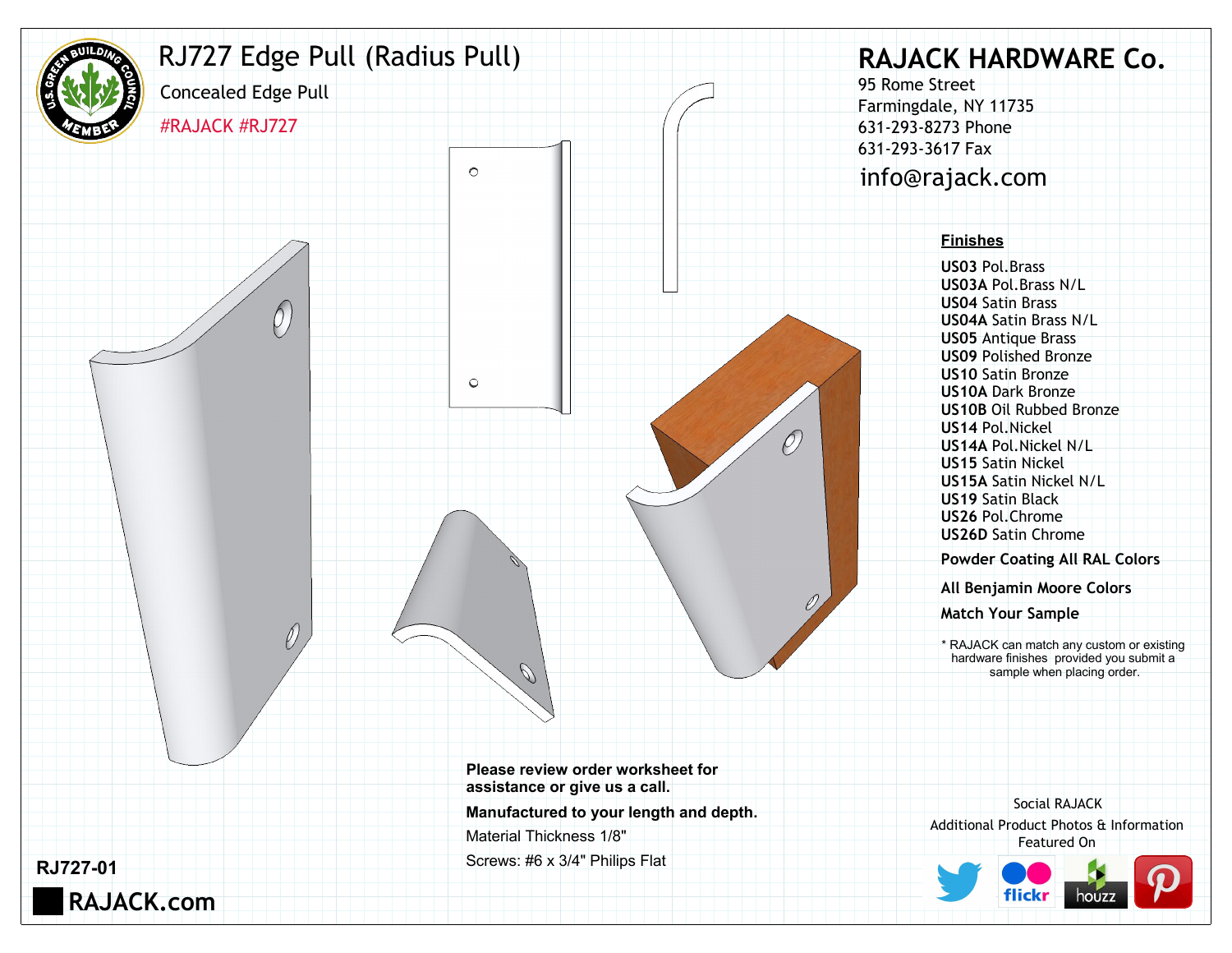# RJ727 Edge Pull (Radius Pull)

Concealed Edge Pull

#RAJACK #RJ727

## RAJACK HARDWARE Co.

95 Rome Street
Farmingdale, NY 11735
631-293-8273 Phone
631-293-3617 Fax
info@rajack.com

**Finishes**

**US03** Pol.Brass
**US03A** Pol.Brass N/L
**US04** Satin Brass
**US04A** Satin Brass N/L
**US05** Antique Brass
**US09** Polished Bronze
**US10** Satin Bronze
**US10A** Dark Bronze
**US10B** Oil Rubbed Bronze
**US14** Pol.Nickel
**US14A** Pol.Nickel N/L
**US15** Satin Nickel
**US15A** Satin Nickel N/L
**US19** Satin Black
**US26** Pol.Chrome
**US26D** Satin Chrome

**Powder Coating All RAL Colors**

**All Benjamin Moore Colors**

**Match Your Sample**

* RAJACK can match any custom or existing hardware finishes provided you submit a sample when placing order.

**Please review order worksheet for assistance or give us a call.**

**Manufactured to your length and depth.**

Material Thickness 1/8"

Screws: #6 x 3/4" Philips Flat

Social RAJACK
Additional Product Photos & Information Featured On

**RJ727-01**

**RAJACK.com**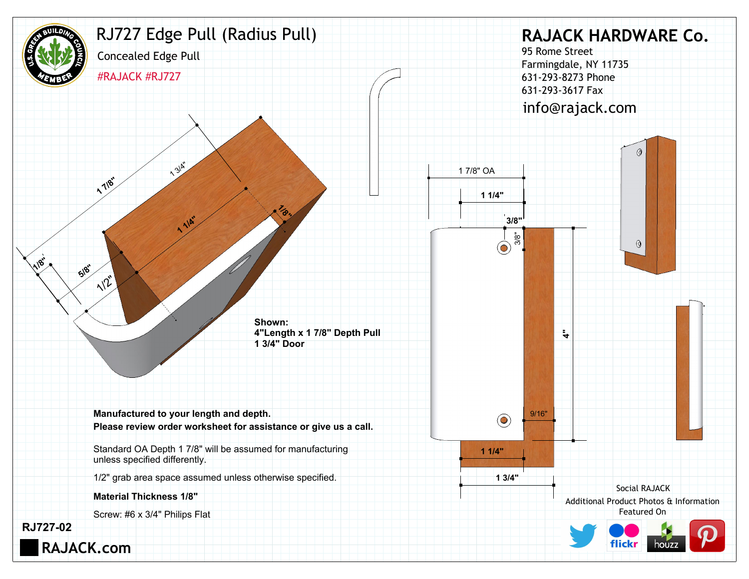# RJ727 Edge Pull (Radius Pull)

Concealed Edge Pull

#RAJACK #RJ727

## RAJACK HARDWARE Co.

95 Rome Street
Farmingdale, NY 11735
631-293-8273 Phone
631-293-3617 Fax
info@rajack.com

**Shown:**
**4"Length x 1 7/8" Depth Pull**
**1 3/4" Door**

**Manufactured to your length and depth.**
**Please review order worksheet for assistance or give us a call.**

Standard OA Depth 1 7/8" will be assumed for manufacturing unless specified differently.

1/2" grab area space assumed unless otherwise specified.

**Material Thickness 1/8"**

Screw: #6 x 3/4" Philips Flat

Social RAJACK
Additional Product Photos & Information Featured On

RJ727-02

RAJACK.com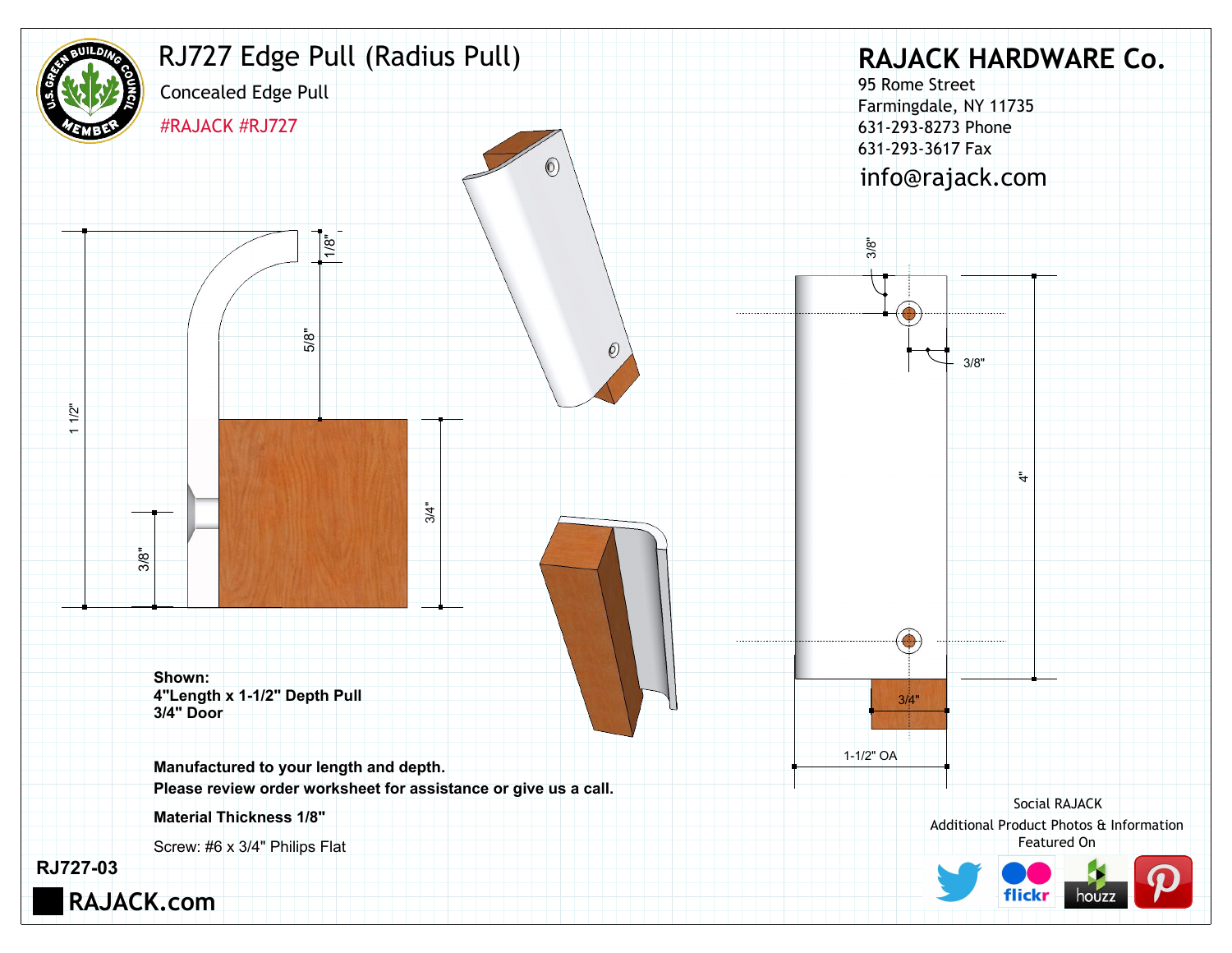# RJ727 Edge Pull (Radius Pull)

Concealed Edge Pull

#RAJACK #RJ727

## RAJACK HARDWARE Co.

95 Rome Street
Farmingdale, NY 11735
631-293-8273 Phone
631-293-3617 Fax
info@rajack.com

1/8"

5/8"

1 1/2"

3/4"

3/8"

3/8"

3/8"

4"

3/4"

1-1/2" OA

**Shown:**
**4"Length x 1-1/2" Depth Pull**
**3/4" Door**

**Manufactured to your length and depth.**
**Please review order worksheet for assistance or give us a call.**

**Material Thickness 1/8"**

Screw: #6 x 3/4" Philips Flat

Social RAJACK
Additional Product Photos & Information
Featured On

**RJ727-03**

**RAJACK.com**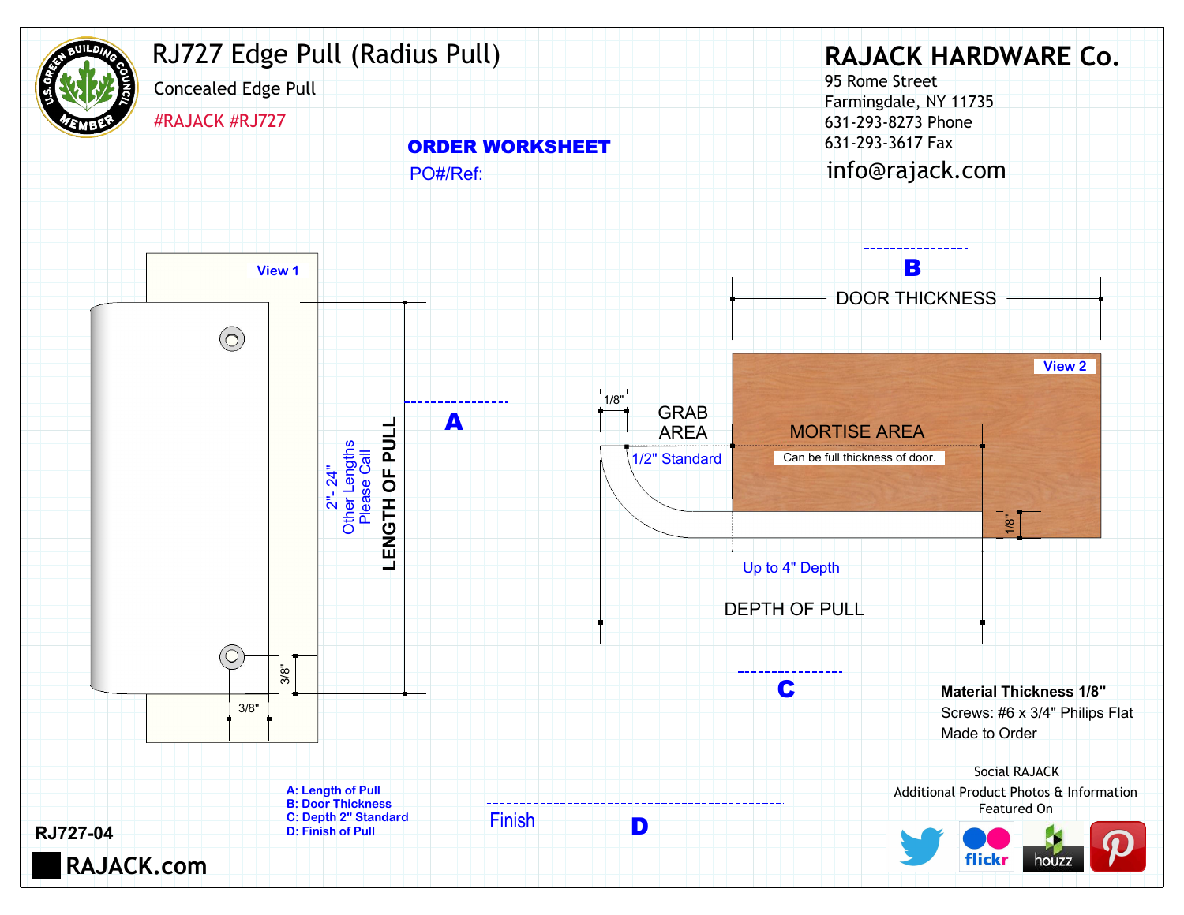# RJ727 Edge Pull (Radius Pull)

Concealed Edge Pull

#RAJACK #RJ727

**RAJACK HARDWARE Co.**
95 Rome Street
Farmingdale, NY 11735
631-293-8273 Phone
631-293-3617 Fax
info@rajack.com

## ORDER WORKSHEET

PO#/Ref:

View 1

2" - 24"
Other Lengths
Please Call

LENGTH OF PULL

A

3/8"

3/8"

B

DOOR THICKNESS

View 2

1/8"

GRAB AREA

MORTISE AREA

1/2" Standard

Can be full thickness of door.

1/8"

Up to 4" Depth

DEPTH OF PULL

C

**Material Thickness 1/8"**
Screws: #6 x 3/4" Philips Flat
Made to Order

**A: Length of Pull**
**B: Door Thickness**
**C: Depth 2" Standard**
**D: Finish of Pull**

Finish

D

RJ727-04

RAJACK.com

Social RAJACK
Additional Product Photos & Information
Featured On